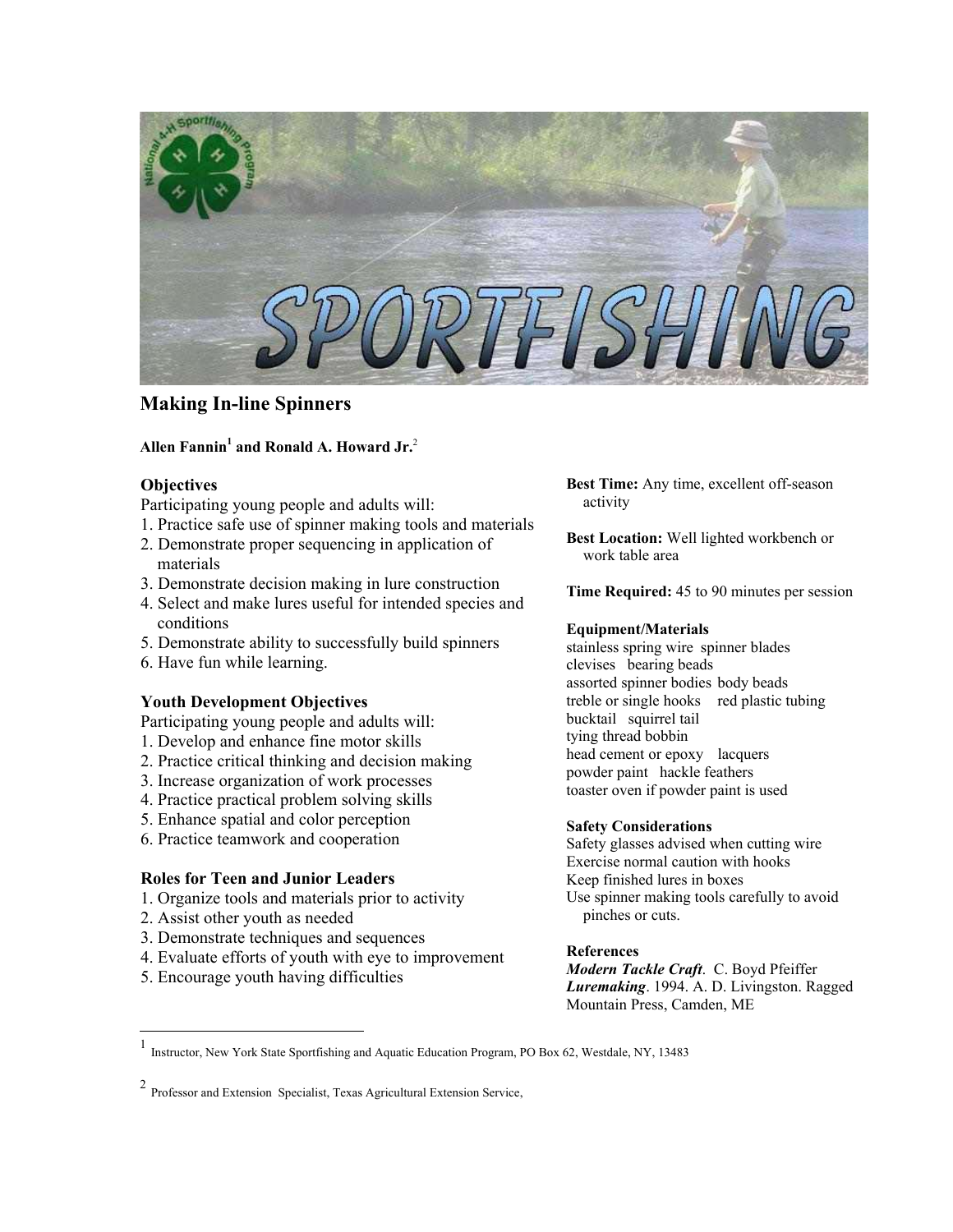# Making In-line Spinners

**Allen Fannin[1] and Ronald A. Howard Jr.[2]**

### Objectives

Participating young people and adults will:

1. Practice safe use of spinner making tools and materials
2. Demonstrate proper sequencing in application of materials
3. Demonstrate decision making in lure construction
4. Select and make lures useful for intended species and conditions
5. Demonstrate ability to successfully build spinners
6. Have fun while learning.

### Youth Development Objectives

Participating young people and adults will:

1. Develop and enhance fine motor skills
2. Practice critical thinking and decision making
3. Increase organization of work processes
4. Practice practical problem solving skills
5. Enhance spatial and color perception
6. Practice teamwork and cooperation

### Roles for Teen and Junior Leaders

1. Organize tools and materials prior to activity
2. Assist other youth as needed
3. Demonstrate techniques and sequences
4. Evaluate efforts of youth with eye to improvement
5. Encourage youth having difficulties

**Best Time:** Any time, excellent off-season activity

**Best Location:** Well lighted workbench or work table area

**Time Required:** 45 to 90 minutes per session

### Equipment/Materials

stainless spring wire spinner blades
clevises bearing beads
assorted spinner bodies body beads
treble or single hooks red plastic tubing
bucktail squirrel tail
tying thread bobbin
head cement or epoxy lacquers
powder paint hackle feathers
toaster oven if powder paint is used

### Safety Considerations

Safety glasses advised when cutting wire
Exercise normal caution with hooks
Keep finished lures in boxes
Use spinner making tools carefully to avoid pinches or cuts.

### References

***Modern Tackle Craft***. C. Boyd Pfeiffer
***Luremaking***. 1994. A. D. Livingston. Ragged Mountain Press, Camden, ME

---

[1] Instructor, New York State Sportfishing and Aquatic Education Program, PO Box 62, Westdale, NY, 13483

[2] Professor and Extension Specialist, Texas Agricultural Extension Service,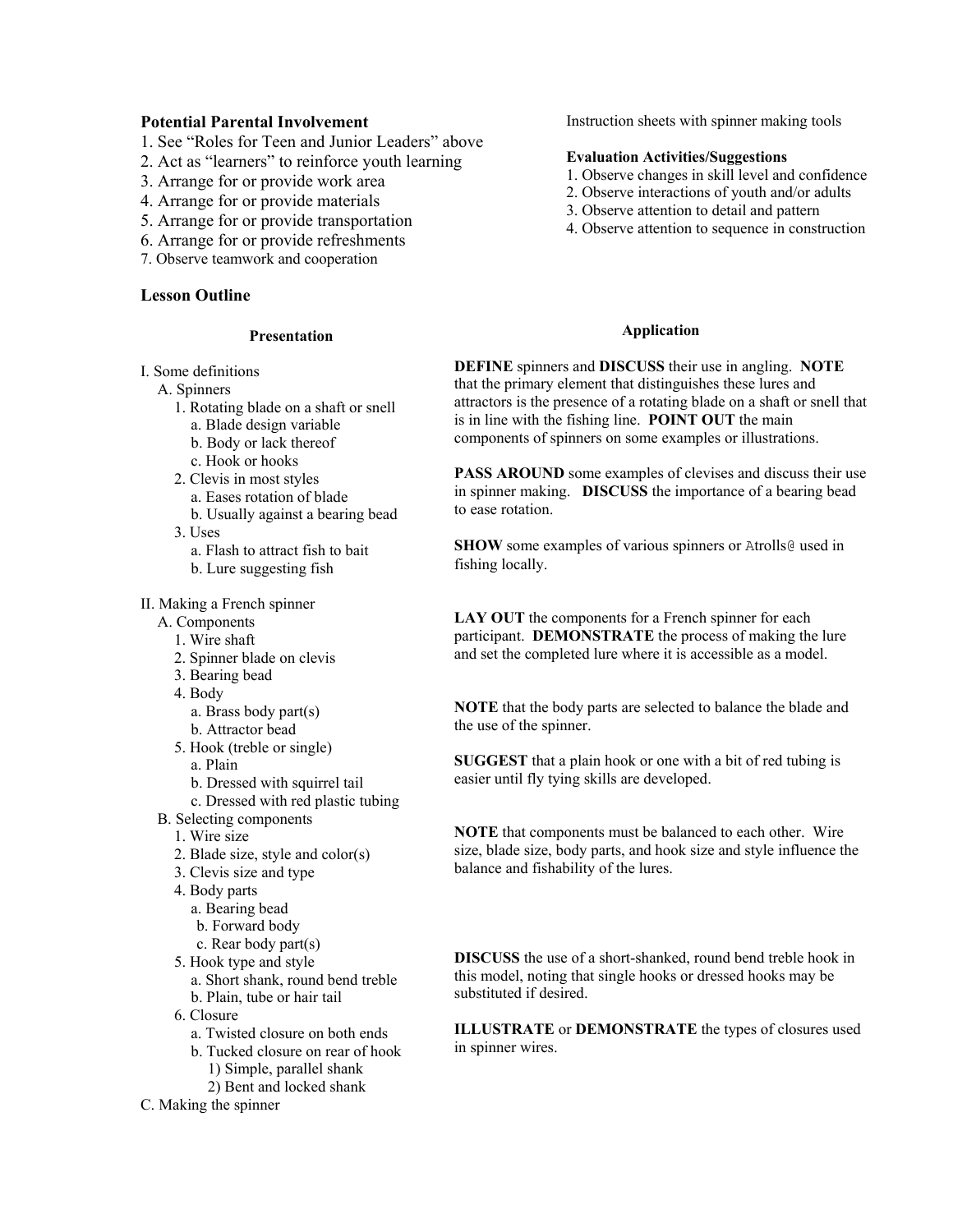**Potential Parental Involvement**

1. See "Roles for Teen and Junior Leaders" above
2. Act as "learners" to reinforce youth learning
3. Arrange for or provide work area
4. Arrange for or provide materials
5. Arrange for or provide transportation
6. Arrange for or provide refreshments
7. Observe teamwork and cooperation

Instruction sheets with spinner making tools

**Evaluation Activities/Suggestions**

1. Observe changes in skill level and confidence
2. Observe interactions of youth and/or adults
3. Observe attention to detail and pattern
4. Observe attention to sequence in construction

## Lesson Outline

| Presentation | Application |
|---|---|
| I. Some definitions<br>A. Spinners<br>1. Rotating blade on a shaft or snell<br>a. Blade design variable<br>b. Body or lack thereof<br>c. Hook or hooks | **DEFINE** spinners and **DISCUSS** their use in angling. **NOTE** that the primary element that distinguishes these lures and attractors is the presence of a rotating blade on a shaft or snell that is in line with the fishing line. **POINT OUT** the main components of spinners on some examples or illustrations. |
| 2. Clevis in most styles<br>a. Eases rotation of blade<br>b. Usually against a bearing bead | **PASS AROUND** some examples of clevises and discuss their use in spinner making. **DISCUSS** the importance of a bearing bead to ease rotation. |
| 3. Uses<br>a. Flash to attract fish to bait<br>b. Lure suggesting fish | **SHOW** some examples of various spinners or Atrolls@ used in fishing locally. |
| II. Making a French spinner<br>A. Components<br>1. Wire shaft<br>2. Spinner blade on clevis<br>3. Bearing bead | **LAY OUT** the components for a French spinner for each participant. **DEMONSTRATE** the process of making the lure and set the completed lure where it is accessible as a model. |
| 4. Body<br>a. Brass body part(s)<br>b. Attractor bead | **NOTE** that the body parts are selected to balance the blade and the use of the spinner. |
| 5. Hook (treble or single)<br>a. Plain<br>b. Dressed with squirrel tail<br>c. Dressed with red plastic tubing | **SUGGEST** that a plain hook or one with a bit of red tubing is easier until fly tying skills are developed. |
| B. Selecting components<br>1. Wire size<br>2. Blade size, style and color(s)<br>3. Clevis size and type<br>4. Body parts<br>a. Bearing bead<br>b. Forward body<br>c. Rear body part(s) | **NOTE** that components must be balanced to each other. Wire size, blade size, body parts, and hook size and style influence the balance and fishability of the lures. |
| 5. Hook type and style<br>a. Short shank, round bend treble<br>b. Plain, tube or hair tail | **DISCUSS** the use of a short-shanked, round bend treble hook in this model, noting that single hooks or dressed hooks may be substituted if desired. |
| 6. Closure<br>a. Twisted closure on both ends<br>b. Tucked closure on rear of hook<br>1) Simple, parallel shank<br>2) Bent and locked shank | **ILLUSTRATE** or **DEMONSTRATE** the types of closures used in spinner wires. |
| C. Making the spinner | |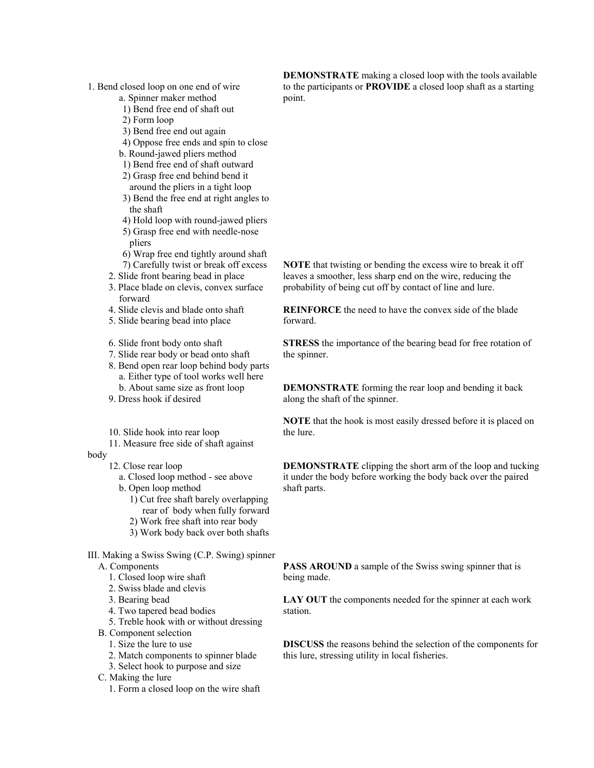1. Bend closed loop on one end of wire
    a. Spinner maker method
        1) Bend free end of shaft out
        2) Form loop
        3) Bend free end out again
        4) Oppose free ends and spin to close
    b. Round-jawed pliers method
        1) Bend free end of shaft outward
        2) Grasp free end behind bend it around the pliers in a tight loop
        3) Bend the free end at right angles to the shaft
        4) Hold loop with round-jawed pliers
        5) Grasp free end with needle-nose pliers
        6) Wrap free end tightly around shaft
        7) Carefully twist or break off excess
2. Slide front bearing bead in place
3. Place blade on clevis, convex surface forward
4. Slide clevis and blade onto shaft
5. Slide bearing bead into place
6. Slide front body onto shaft
7. Slide rear body or bead onto shaft
8. Bend open rear loop behind body parts
    a. Either type of tool works well here
    b. About same size as front loop
9. Dress hook if desired
10. Slide hook into rear loop
11. Measure free side of shaft against body
12. Close rear loop
    a. Closed loop method - see above
    b. Open loop method
        1) Cut free shaft barely overlapping rear of body when fully forward
        2) Work free shaft into rear body
        3) Work body back over both shafts

**DEMONSTRATE** making a closed loop with the tools available to the participants or **PROVIDE** a closed loop shaft as a starting point.

**NOTE** that twisting or bending the excess wire to break it off leaves a smoother, less sharp end on the wire, reducing the probability of being cut off by contact of line and lure.

**REINFORCE** the need to have the convex side of the blade forward.

**STRESS** the importance of the bearing bead for free rotation of the spinner.

**DEMONSTRATE** forming the rear loop and bending it back along the shaft of the spinner.

**NOTE** that the hook is most easily dressed before it is placed on the lure.

**DEMONSTRATE** clipping the short arm of the loop and tucking it under the body before working the body back over the paired shaft parts.

III. Making a Swiss Swing (C.P. Swing) spinner
- A. Components
    1. Closed loop wire shaft
    2. Swiss blade and clevis
    3. Bearing bead
    4. Two tapered bead bodies
    5. Treble hook with or without dressing
- B. Component selection
    1. Size the lure to use
    2. Match components to spinner blade
    3. Select hook to purpose and size
- C. Making the lure
    1. Form a closed loop on the wire shaft

**PASS AROUND** a sample of the Swiss swing spinner that is being made.

**LAY OUT** the components needed for the spinner at each work station.

**DISCUSS** the reasons behind the selection of the components for this lure, stressing utility in local fisheries.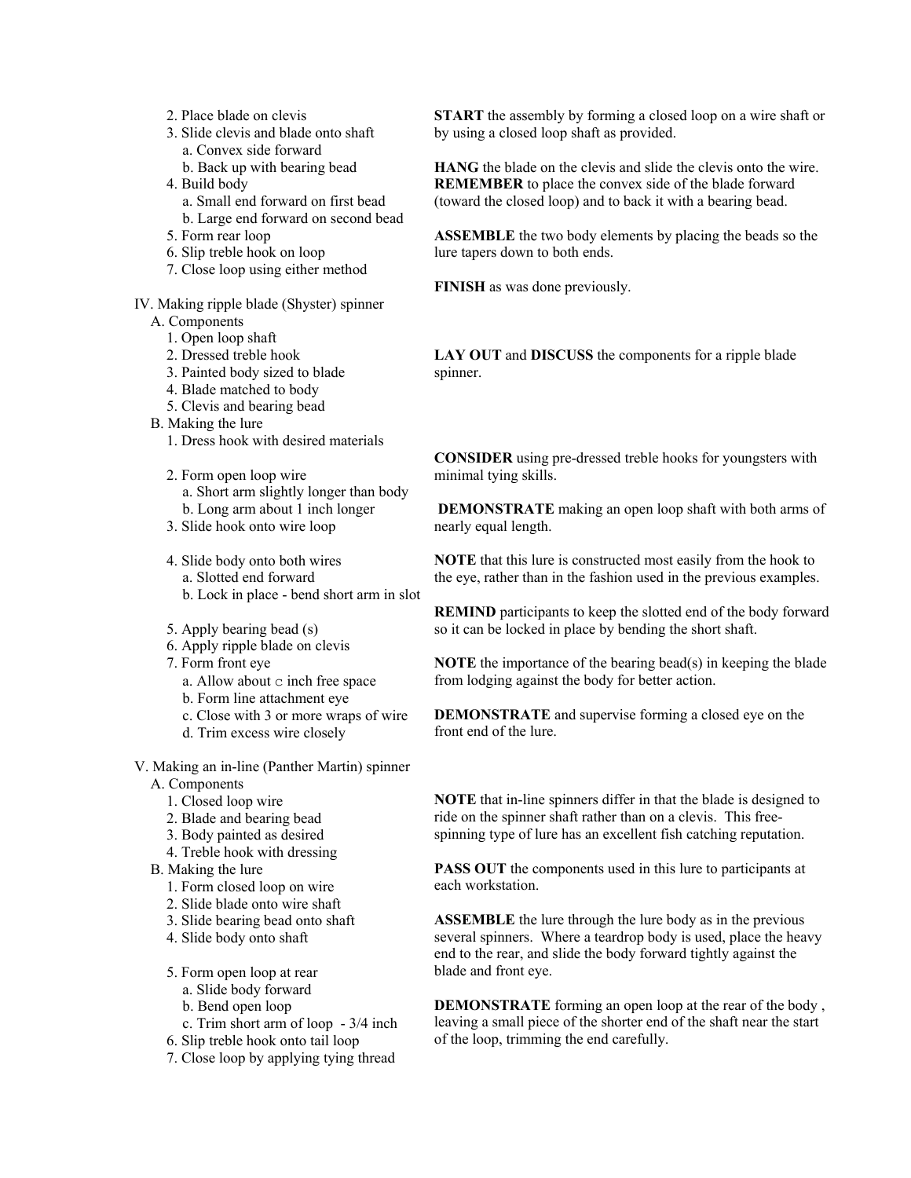2. Place blade on clevis
3. Slide clevis and blade onto shaft
    a. Convex side forward
    b. Back up with bearing bead
4. Build body
    a. Small end forward on first bead
    b. Large end forward on second bead
5. Form rear loop
6. Slip treble hook on loop
7. Close loop using either method

**START** the assembly by forming a closed loop on a wire shaft or by using a closed loop shaft as provided.

**HANG** the blade on the clevis and slide the clevis onto the wire. **REMEMBER** to place the convex side of the blade forward (toward the closed loop) and to back it with a bearing bead.

**ASSEMBLE** the two body elements by placing the beads so the lure tapers down to both ends.

**FINISH** as was done previously.

IV. Making ripple blade (Shyster) spinner

A. Components
1. Open loop shaft
2. Dressed treble hook
3. Painted body sized to blade
4. Blade matched to body
5. Clevis and bearing bead

**LAY OUT** and **DISCUSS** the components for a ripple blade spinner.

B. Making the lure
1. Dress hook with desired materials

**CONSIDER** using pre-dressed treble hooks for youngsters with minimal tying skills.

2. Form open loop wire
    a. Short arm slightly longer than body
    b. Long arm about 1 inch longer
3. Slide hook onto wire loop

**DEMONSTRATE** making an open loop shaft with both arms of nearly equal length.

4. Slide body onto both wires
    a. Slotted end forward
    b. Lock in place - bend short arm in slot

**NOTE** that this lure is constructed most easily from the hook to the eye, rather than in the fashion used in the previous examples.

**REMIND** participants to keep the slotted end of the body forward so it can be locked in place by bending the short shaft.

5. Apply bearing bead (s)
6. Apply ripple blade on clevis

**NOTE** the importance of the bearing bead(s) in keeping the blade from lodging against the body for better action.

7. Form front eye
    a. Allow about ⊂ inch free space
    b. Form line attachment eye
    c. Close with 3 or more wraps of wire
    d. Trim excess wire closely

**DEMONSTRATE** and supervise forming a closed eye on the front end of the lure.

V. Making an in-line (Panther Martin) spinner

A. Components
1. Closed loop wire
2. Blade and bearing bead
3. Body painted as desired
4. Treble hook with dressing

**NOTE** that in-line spinners differ in that the blade is designed to ride on the spinner shaft rather than on a clevis. This free-spinning type of lure has an excellent fish catching reputation.

B. Making the lure

**PASS OUT** the components used in this lure to participants at each workstation.

1. Form closed loop on wire
2. Slide blade onto wire shaft
3. Slide bearing bead onto shaft
4. Slide body onto shaft

**ASSEMBLE** the lure through the lure body as in the previous several spinners. Where a teardrop body is used, place the heavy end to the rear, and slide the body forward tightly against the blade and front eye.

5. Form open loop at rear
    a. Slide body forward
    b. Bend open loop
    c. Trim short arm of loop - 3/4 inch
6. Slip treble hook onto tail loop
7. Close loop by applying tying thread

**DEMONSTRATE** forming an open loop at the rear of the body , leaving a small piece of the shorter end of the shaft near the start of the loop, trimming the end carefully.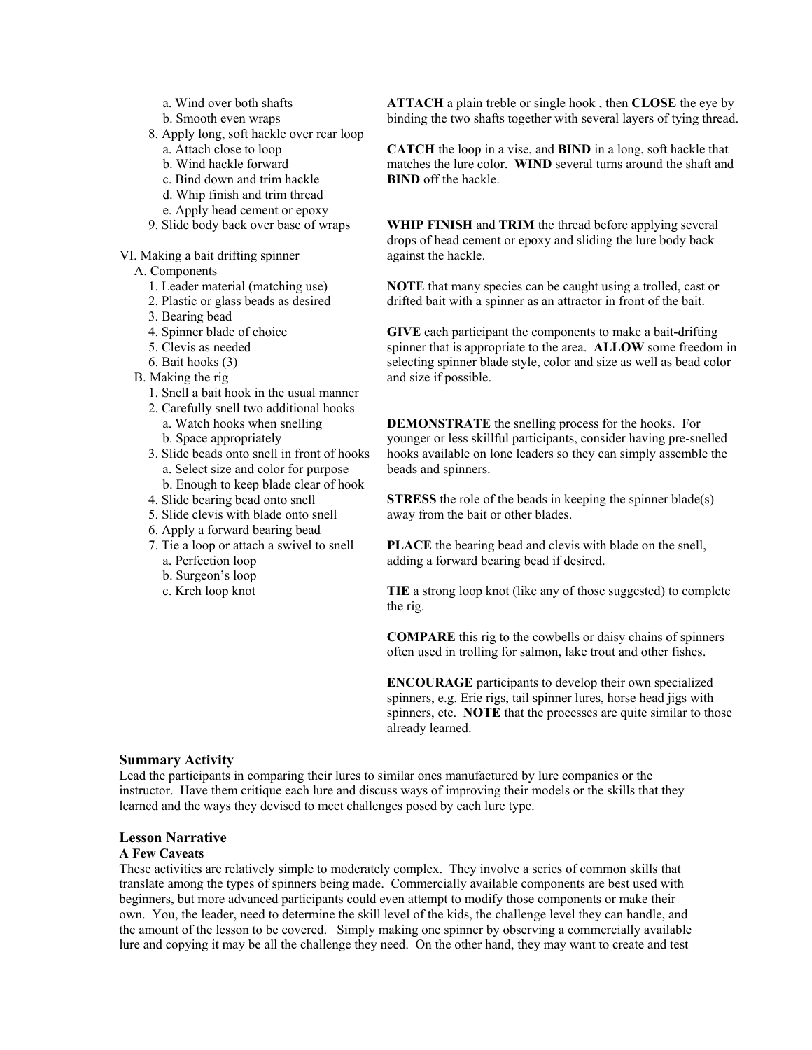a. Wind over both shafts
b. Smooth even wraps

8. Apply long, soft hackle over rear loop
   a. Attach close to loop
   b. Wind hackle forward
   c. Bind down and trim hackle
   d. Whip finish and trim thread
   e. Apply head cement or epoxy
9. Slide body back over base of wraps

VI. Making a bait drifting spinner
  A. Components
    1. Leader material (matching use)
    2. Plastic or glass beads as desired
    3. Bearing bead
    4. Spinner blade of choice
    5. Clevis as needed
    6. Bait hooks (3)
  B. Making the rig
    1. Snell a bait hook in the usual manner
    2. Carefully snell two additional hooks
       a. Watch hooks when snelling
       b. Space appropriately
    3. Slide beads onto snell in front of hooks
       a. Select size and color for purpose
       b. Enough to keep blade clear of hook
    4. Slide bearing bead onto snell
    5. Slide clevis with blade onto snell
    6. Apply a forward bearing bead
    7. Tie a loop or attach a swivel to snell
       a. Perfection loop
       b. Surgeon's loop
       c. Kreh loop knot

**ATTACH** a plain treble or single hook , then **CLOSE** the eye by binding the two shafts together with several layers of tying thread.

**CATCH** the loop in a vise, and **BIND** in a long, soft hackle that matches the lure color. **WIND** several turns around the shaft and **BIND** off the hackle.

**WHIP FINISH** and **TRIM** the thread before applying several drops of head cement or epoxy and sliding the lure body back against the hackle.

**NOTE** that many species can be caught using a trolled, cast or drifted bait with a spinner as an attractor in front of the bait.

**GIVE** each participant the components to make a bait-drifting spinner that is appropriate to the area. **ALLOW** some freedom in selecting spinner blade style, color and size as well as bead color and size if possible.

**DEMONSTRATE** the snelling process for the hooks. For younger or less skillful participants, consider having pre-snelled hooks available on lone leaders so they can simply assemble the beads and spinners.

**STRESS** the role of the beads in keeping the spinner blade(s) away from the bait or other blades.

**PLACE** the bearing bead and clevis with blade on the snell, adding a forward bearing bead if desired.

**TIE** a strong loop knot (like any of those suggested) to complete the rig.

**COMPARE** this rig to the cowbells or daisy chains of spinners often used in trolling for salmon, lake trout and other fishes.

**ENCOURAGE** participants to develop their own specialized spinners, e.g. Erie rigs, tail spinner lures, horse head jigs with spinners, etc. **NOTE** that the processes are quite similar to those already learned.

### Summary Activity

Lead the participants in comparing their lures to similar ones manufactured by lure companies or the instructor. Have them critique each lure and discuss ways of improving their models or the skills that they learned and the ways they devised to meet challenges posed by each lure type.

### Lesson Narrative

#### A Few Caveats

These activities are relatively simple to moderately complex. They involve a series of common skills that translate among the types of spinners being made. Commercially available components are best used with beginners, but more advanced participants could even attempt to modify those components or make their own. You, the leader, need to determine the skill level of the kids, the challenge level they can handle, and the amount of the lesson to be covered. Simply making one spinner by observing a commercially available lure and copying it may be all the challenge they need. On the other hand, they may want to create and test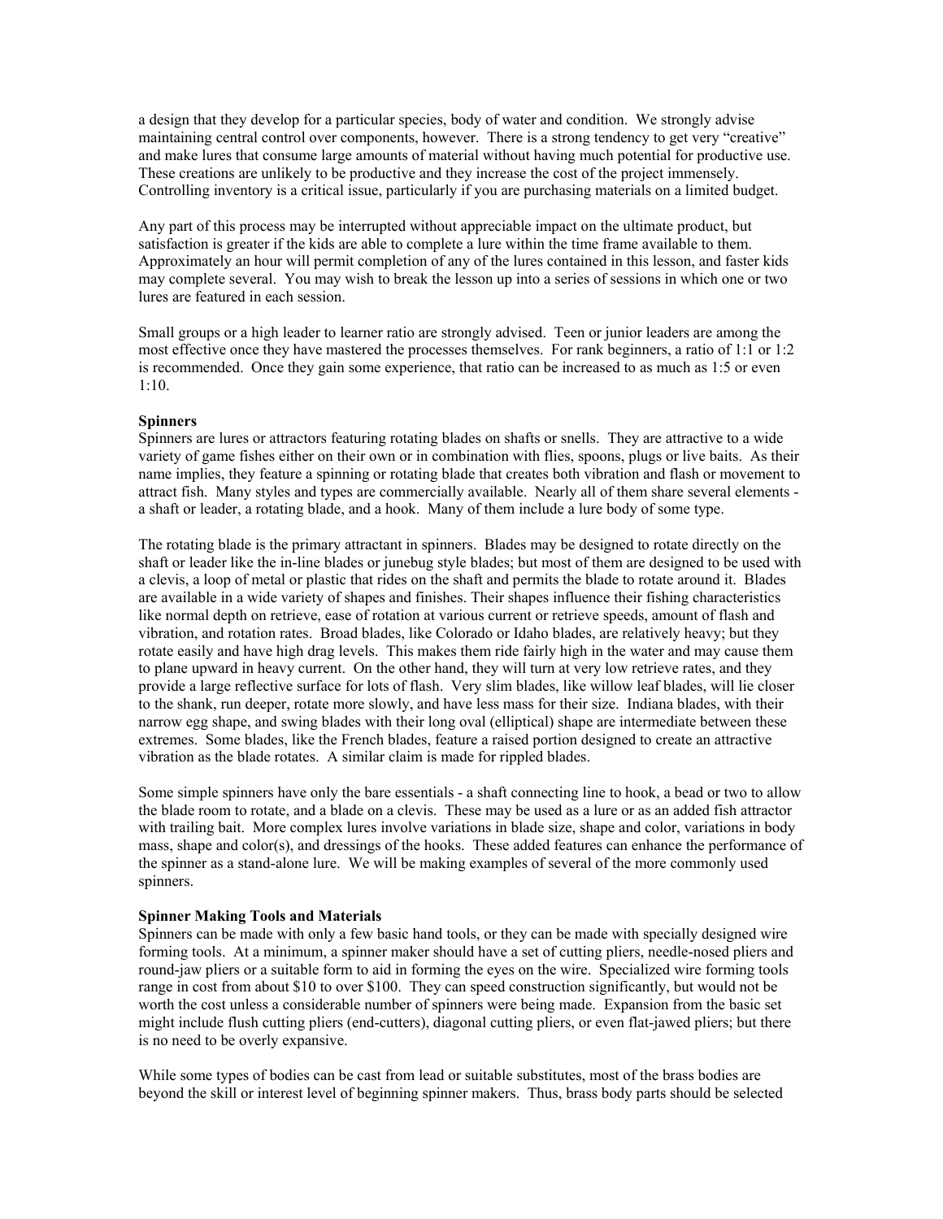a design that they develop for a particular species, body of water and condition. We strongly advise maintaining central control over components, however. There is a strong tendency to get very "creative" and make lures that consume large amounts of material without having much potential for productive use. These creations are unlikely to be productive and they increase the cost of the project immensely. Controlling inventory is a critical issue, particularly if you are purchasing materials on a limited budget.

Any part of this process may be interrupted without appreciable impact on the ultimate product, but satisfaction is greater if the kids are able to complete a lure within the time frame available to them. Approximately an hour will permit completion of any of the lures contained in this lesson, and faster kids may complete several. You may wish to break the lesson up into a series of sessions in which one or two lures are featured in each session.

Small groups or a high leader to learner ratio are strongly advised. Teen or junior leaders are among the most effective once they have mastered the processes themselves. For rank beginners, a ratio of 1:1 or 1:2 is recommended. Once they gain some experience, that ratio can be increased to as much as 1:5 or even 1:10.

**Spinners**

Spinners are lures or attractors featuring rotating blades on shafts or snells. They are attractive to a wide variety of game fishes either on their own or in combination with flies, spoons, plugs or live baits. As their name implies, they feature a spinning or rotating blade that creates both vibration and flash or movement to attract fish. Many styles and types are commercially available. Nearly all of them share several elements - a shaft or leader, a rotating blade, and a hook. Many of them include a lure body of some type.

The rotating blade is the primary attractant in spinners. Blades may be designed to rotate directly on the shaft or leader like the in-line blades or junebug style blades; but most of them are designed to be used with a clevis, a loop of metal or plastic that rides on the shaft and permits the blade to rotate around it. Blades are available in a wide variety of shapes and finishes. Their shapes influence their fishing characteristics like normal depth on retrieve, ease of rotation at various current or retrieve speeds, amount of flash and vibration, and rotation rates. Broad blades, like Colorado or Idaho blades, are relatively heavy; but they rotate easily and have high drag levels. This makes them ride fairly high in the water and may cause them to plane upward in heavy current. On the other hand, they will turn at very low retrieve rates, and they provide a large reflective surface for lots of flash. Very slim blades, like willow leaf blades, will lie closer to the shank, run deeper, rotate more slowly, and have less mass for their size. Indiana blades, with their narrow egg shape, and swing blades with their long oval (elliptical) shape are intermediate between these extremes. Some blades, like the French blades, feature a raised portion designed to create an attractive vibration as the blade rotates. A similar claim is made for rippled blades.

Some simple spinners have only the bare essentials - a shaft connecting line to hook, a bead or two to allow the blade room to rotate, and a blade on a clevis. These may be used as a lure or as an added fish attractor with trailing bait. More complex lures involve variations in blade size, shape and color, variations in body mass, shape and color(s), and dressings of the hooks. These added features can enhance the performance of the spinner as a stand-alone lure. We will be making examples of several of the more commonly used spinners.

**Spinner Making Tools and Materials**

Spinners can be made with only a few basic hand tools, or they can be made with specially designed wire forming tools. At a minimum, a spinner maker should have a set of cutting pliers, needle-nosed pliers and round-jaw pliers or a suitable form to aid in forming the eyes on the wire. Specialized wire forming tools range in cost from about $10 to over $100. They can speed construction significantly, but would not be worth the cost unless a considerable number of spinners were being made. Expansion from the basic set might include flush cutting pliers (end-cutters), diagonal cutting pliers, or even flat-jawed pliers; but there is no need to be overly expansive.

While some types of bodies can be cast from lead or suitable substitutes, most of the brass bodies are beyond the skill or interest level of beginning spinner makers. Thus, brass body parts should be selected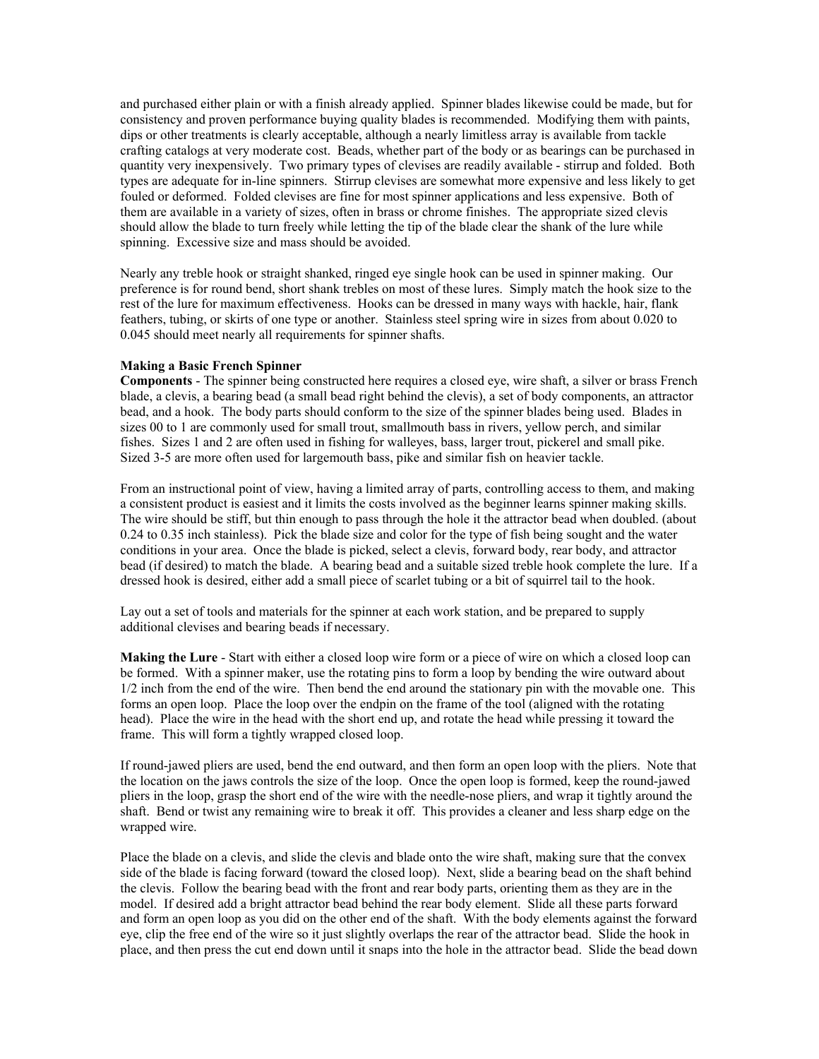and purchased either plain or with a finish already applied. Spinner blades likewise could be made, but for consistency and proven performance buying quality blades is recommended. Modifying them with paints, dips or other treatments is clearly acceptable, although a nearly limitless array is available from tackle crafting catalogs at very moderate cost. Beads, whether part of the body or as bearings can be purchased in quantity very inexpensively. Two primary types of clevises are readily available - stirrup and folded. Both types are adequate for in-line spinners. Stirrup clevises are somewhat more expensive and less likely to get fouled or deformed. Folded clevises are fine for most spinner applications and less expensive. Both of them are available in a variety of sizes, often in brass or chrome finishes. The appropriate sized clevis should allow the blade to turn freely while letting the tip of the blade clear the shank of the lure while spinning. Excessive size and mass should be avoided.

Nearly any treble hook or straight shanked, ringed eye single hook can be used in spinner making. Our preference is for round bend, short shank trebles on most of these lures. Simply match the hook size to the rest of the lure for maximum effectiveness. Hooks can be dressed in many ways with hackle, hair, flank feathers, tubing, or skirts of one type or another. Stainless steel spring wire in sizes from about 0.020 to 0.045 should meet nearly all requirements for spinner shafts.

**Making a Basic French Spinner**

**Components** - The spinner being constructed here requires a closed eye, wire shaft, a silver or brass French blade, a clevis, a bearing bead (a small bead right behind the clevis), a set of body components, an attractor bead, and a hook. The body parts should conform to the size of the spinner blades being used. Blades in sizes 00 to 1 are commonly used for small trout, smallmouth bass in rivers, yellow perch, and similar fishes. Sizes 1 and 2 are often used in fishing for walleyes, bass, larger trout, pickerel and small pike. Sized 3-5 are more often used for largemouth bass, pike and similar fish on heavier tackle.

From an instructional point of view, having a limited array of parts, controlling access to them, and making a consistent product is easiest and it limits the costs involved as the beginner learns spinner making skills. The wire should be stiff, but thin enough to pass through the hole it the attractor bead when doubled. (about 0.24 to 0.35 inch stainless). Pick the blade size and color for the type of fish being sought and the water conditions in your area. Once the blade is picked, select a clevis, forward body, rear body, and attractor bead (if desired) to match the blade. A bearing bead and a suitable sized treble hook complete the lure. If a dressed hook is desired, either add a small piece of scarlet tubing or a bit of squirrel tail to the hook.

Lay out a set of tools and materials for the spinner at each work station, and be prepared to supply additional clevises and bearing beads if necessary.

**Making the Lure** - Start with either a closed loop wire form or a piece of wire on which a closed loop can be formed. With a spinner maker, use the rotating pins to form a loop by bending the wire outward about 1/2 inch from the end of the wire. Then bend the end around the stationary pin with the movable one. This forms an open loop. Place the loop over the endpin on the frame of the tool (aligned with the rotating head). Place the wire in the head with the short end up, and rotate the head while pressing it toward the frame. This will form a tightly wrapped closed loop.

If round-jawed pliers are used, bend the end outward, and then form an open loop with the pliers. Note that the location on the jaws controls the size of the loop. Once the open loop is formed, keep the round-jawed pliers in the loop, grasp the short end of the wire with the needle-nose pliers, and wrap it tightly around the shaft. Bend or twist any remaining wire to break it off. This provides a cleaner and less sharp edge on the wrapped wire.

Place the blade on a clevis, and slide the clevis and blade onto the wire shaft, making sure that the convex side of the blade is facing forward (toward the closed loop). Next, slide a bearing bead on the shaft behind the clevis. Follow the bearing bead with the front and rear body parts, orienting them as they are in the model. If desired add a bright attractor bead behind the rear body element. Slide all these parts forward and form an open loop as you did on the other end of the shaft. With the body elements against the forward eye, clip the free end of the wire so it just slightly overlaps the rear of the attractor bead. Slide the hook in place, and then press the cut end down until it snaps into the hole in the attractor bead. Slide the bead down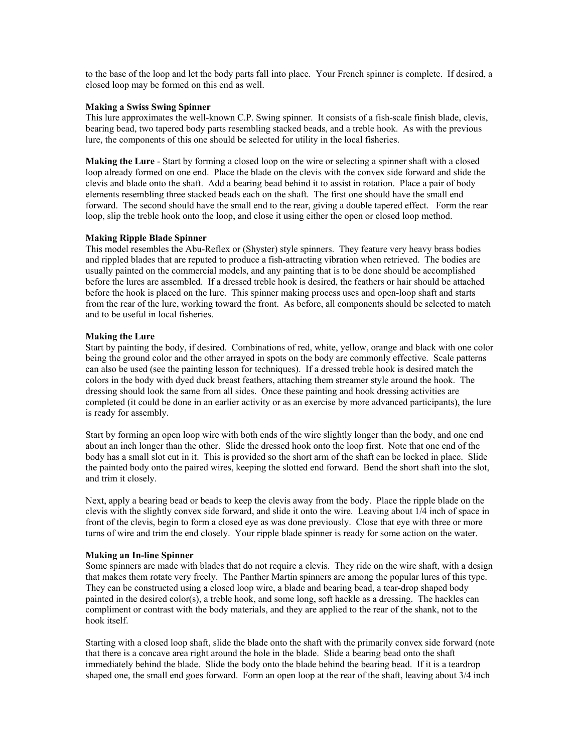to the base of the loop and let the body parts fall into place. Your French spinner is complete. If desired, a closed loop may be formed on this end as well.

**Making a Swiss Swing Spinner**

This lure approximates the well-known C.P. Swing spinner. It consists of a fish-scale finish blade, clevis, bearing bead, two tapered body parts resembling stacked beads, and a treble hook. As with the previous lure, the components of this one should be selected for utility in the local fisheries.

**Making the Lure** - Start by forming a closed loop on the wire or selecting a spinner shaft with a closed loop already formed on one end. Place the blade on the clevis with the convex side forward and slide the clevis and blade onto the shaft. Add a bearing bead behind it to assist in rotation. Place a pair of body elements resembling three stacked beads each on the shaft. The first one should have the small end forward. The second should have the small end to the rear, giving a double tapered effect. Form the rear loop, slip the treble hook onto the loop, and close it using either the open or closed loop method.

**Making Ripple Blade Spinner**

This model resembles the Abu-Reflex or (Shyster) style spinners. They feature very heavy brass bodies and rippled blades that are reputed to produce a fish-attracting vibration when retrieved. The bodies are usually painted on the commercial models, and any painting that is to be done should be accomplished before the lures are assembled. If a dressed treble hook is desired, the feathers or hair should be attached before the hook is placed on the lure. This spinner making process uses and open-loop shaft and starts from the rear of the lure, working toward the front. As before, all components should be selected to match and to be useful in local fisheries.

**Making the Lure**

Start by painting the body, if desired. Combinations of red, white, yellow, orange and black with one color being the ground color and the other arrayed in spots on the body are commonly effective. Scale patterns can also be used (see the painting lesson for techniques). If a dressed treble hook is desired match the colors in the body with dyed duck breast feathers, attaching them streamer style around the hook. The dressing should look the same from all sides. Once these painting and hook dressing activities are completed (it could be done in an earlier activity or as an exercise by more advanced participants), the lure is ready for assembly.

Start by forming an open loop wire with both ends of the wire slightly longer than the body, and one end about an inch longer than the other. Slide the dressed hook onto the loop first. Note that one end of the body has a small slot cut in it. This is provided so the short arm of the shaft can be locked in place. Slide the painted body onto the paired wires, keeping the slotted end forward. Bend the short shaft into the slot, and trim it closely.

Next, apply a bearing bead or beads to keep the clevis away from the body. Place the ripple blade on the clevis with the slightly convex side forward, and slide it onto the wire. Leaving about 1/4 inch of space in front of the clevis, begin to form a closed eye as was done previously. Close that eye with three or more turns of wire and trim the end closely. Your ripple blade spinner is ready for some action on the water.

**Making an In-line Spinner**

Some spinners are made with blades that do not require a clevis. They ride on the wire shaft, with a design that makes them rotate very freely. The Panther Martin spinners are among the popular lures of this type. They can be constructed using a closed loop wire, a blade and bearing bead, a tear-drop shaped body painted in the desired color(s), a treble hook, and some long, soft hackle as a dressing. The hackles can compliment or contrast with the body materials, and they are applied to the rear of the shank, not to the hook itself.

Starting with a closed loop shaft, slide the blade onto the shaft with the primarily convex side forward (note that there is a concave area right around the hole in the blade. Slide a bearing bead onto the shaft immediately behind the blade. Slide the body onto the blade behind the bearing bead. If it is a teardrop shaped one, the small end goes forward. Form an open loop at the rear of the shaft, leaving about 3/4 inch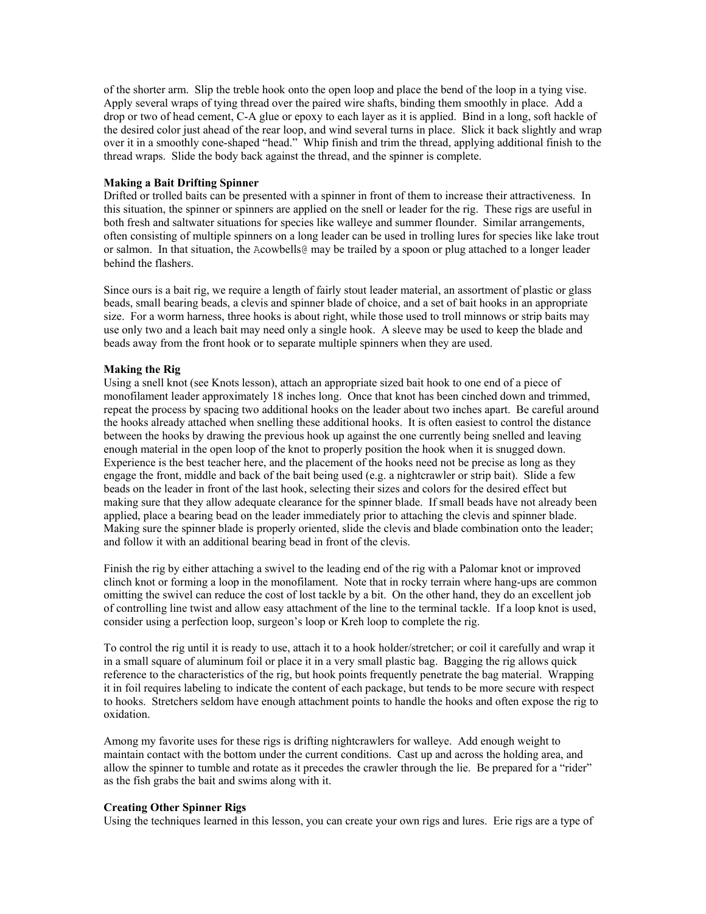of the shorter arm. Slip the treble hook onto the open loop and place the bend of the loop in a tying vise. Apply several wraps of tying thread over the paired wire shafts, binding them smoothly in place. Add a drop or two of head cement, C-A glue or epoxy to each layer as it is applied. Bind in a long, soft hackle of the desired color just ahead of the rear loop, and wind several turns in place. Slick it back slightly and wrap over it in a smoothly cone-shaped "head." Whip finish and trim the thread, applying additional finish to the thread wraps. Slide the body back against the thread, and the spinner is complete.

**Making a Bait Drifting Spinner**

Drifted or trolled baits can be presented with a spinner in front of them to increase their attractiveness. In this situation, the spinner or spinners are applied on the snell or leader for the rig. These rigs are useful in both fresh and saltwater situations for species like walleye and summer flounder. Similar arrangements, often consisting of multiple spinners on a long leader can be used in trolling lures for species like lake trout or salmon. In that situation, the Acowbells@ may be trailed by a spoon or plug attached to a longer leader behind the flashers.

Since ours is a bait rig, we require a length of fairly stout leader material, an assortment of plastic or glass beads, small bearing beads, a clevis and spinner blade of choice, and a set of bait hooks in an appropriate size. For a worm harness, three hooks is about right, while those used to troll minnows or strip baits may use only two and a leach bait may need only a single hook. A sleeve may be used to keep the blade and beads away from the front hook or to separate multiple spinners when they are used.

**Making the Rig**

Using a snell knot (see Knots lesson), attach an appropriate sized bait hook to one end of a piece of monofilament leader approximately 18 inches long. Once that knot has been cinched down and trimmed, repeat the process by spacing two additional hooks on the leader about two inches apart. Be careful around the hooks already attached when snelling these additional hooks. It is often easiest to control the distance between the hooks by drawing the previous hook up against the one currently being snelled and leaving enough material in the open loop of the knot to properly position the hook when it is snugged down. Experience is the best teacher here, and the placement of the hooks need not be precise as long as they engage the front, middle and back of the bait being used (e.g. a nightcrawler or strip bait). Slide a few beads on the leader in front of the last hook, selecting their sizes and colors for the desired effect but making sure that they allow adequate clearance for the spinner blade. If small beads have not already been applied, place a bearing bead on the leader immediately prior to attaching the clevis and spinner blade. Making sure the spinner blade is properly oriented, slide the clevis and blade combination onto the leader; and follow it with an additional bearing bead in front of the clevis.

Finish the rig by either attaching a swivel to the leading end of the rig with a Palomar knot or improved clinch knot or forming a loop in the monofilament. Note that in rocky terrain where hang-ups are common omitting the swivel can reduce the cost of lost tackle by a bit. On the other hand, they do an excellent job of controlling line twist and allow easy attachment of the line to the terminal tackle. If a loop knot is used, consider using a perfection loop, surgeon's loop or Kreh loop to complete the rig.

To control the rig until it is ready to use, attach it to a hook holder/stretcher; or coil it carefully and wrap it in a small square of aluminum foil or place it in a very small plastic bag. Bagging the rig allows quick reference to the characteristics of the rig, but hook points frequently penetrate the bag material. Wrapping it in foil requires labeling to indicate the content of each package, but tends to be more secure with respect to hooks. Stretchers seldom have enough attachment points to handle the hooks and often expose the rig to oxidation.

Among my favorite uses for these rigs is drifting nightcrawlers for walleye. Add enough weight to maintain contact with the bottom under the current conditions. Cast up and across the holding area, and allow the spinner to tumble and rotate as it precedes the crawler through the lie. Be prepared for a "rider" as the fish grabs the bait and swims along with it.

**Creating Other Spinner Rigs**

Using the techniques learned in this lesson, you can create your own rigs and lures. Erie rigs are a type of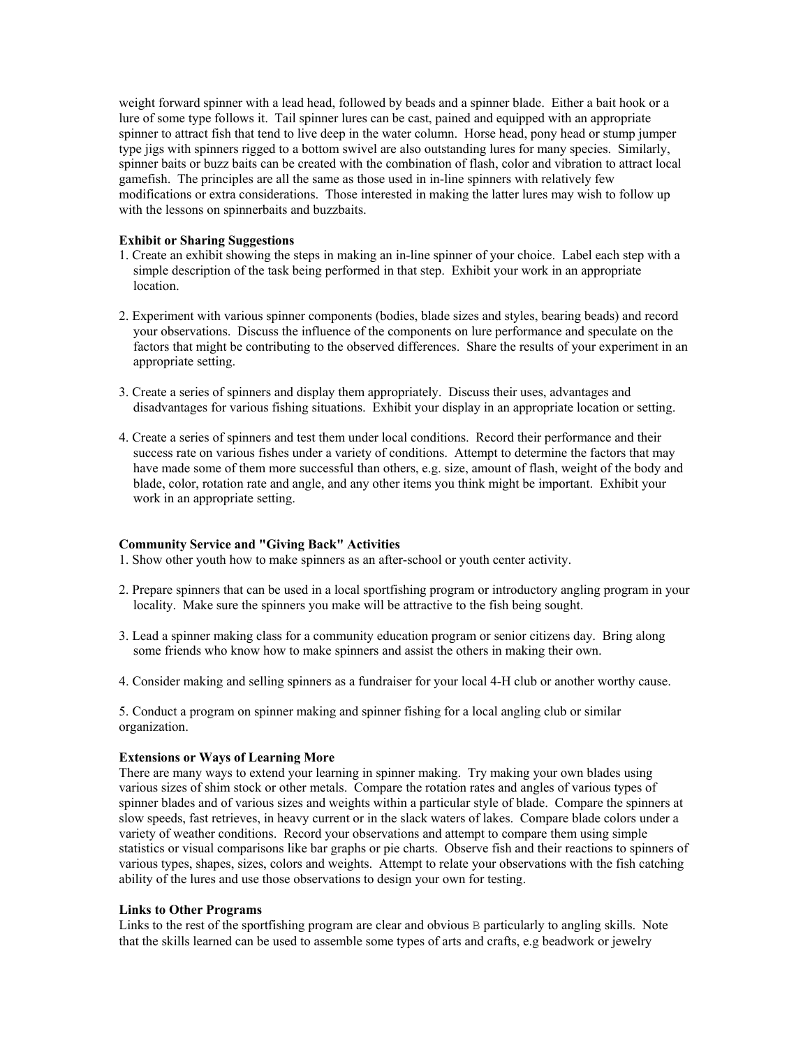weight forward spinner with a lead head, followed by beads and a spinner blade. Either a bait hook or a lure of some type follows it. Tail spinner lures can be cast, pained and equipped with an appropriate spinner to attract fish that tend to live deep in the water column. Horse head, pony head or stump jumper type jigs with spinners rigged to a bottom swivel are also outstanding lures for many species. Similarly, spinner baits or buzz baits can be created with the combination of flash, color and vibration to attract local gamefish. The principles are all the same as those used in in-line spinners with relatively few modifications or extra considerations. Those interested in making the latter lures may wish to follow up with the lessons on spinnerbaits and buzzbaits.

**Exhibit or Sharing Suggestions**

1. Create an exhibit showing the steps in making an in-line spinner of your choice. Label each step with a simple description of the task being performed in that step. Exhibit your work in an appropriate location.

2. Experiment with various spinner components (bodies, blade sizes and styles, bearing beads) and record your observations. Discuss the influence of the components on lure performance and speculate on the factors that might be contributing to the observed differences. Share the results of your experiment in an appropriate setting.

3. Create a series of spinners and display them appropriately. Discuss their uses, advantages and disadvantages for various fishing situations. Exhibit your display in an appropriate location or setting.

4. Create a series of spinners and test them under local conditions. Record their performance and their success rate on various fishes under a variety of conditions. Attempt to determine the factors that may have made some of them more successful than others, e.g. size, amount of flash, weight of the body and blade, color, rotation rate and angle, and any other items you think might be important. Exhibit your work in an appropriate setting.

**Community Service and "Giving Back" Activities**

1. Show other youth how to make spinners as an after-school or youth center activity.

2. Prepare spinners that can be used in a local sportfishing program or introductory angling program in your locality. Make sure the spinners you make will be attractive to the fish being sought.

3. Lead a spinner making class for a community education program or senior citizens day. Bring along some friends who know how to make spinners and assist the others in making their own.

4. Consider making and selling spinners as a fundraiser for your local 4-H club or another worthy cause.

5. Conduct a program on spinner making and spinner fishing for a local angling club or similar organization.

**Extensions or Ways of Learning More**

There are many ways to extend your learning in spinner making. Try making your own blades using various sizes of shim stock or other metals. Compare the rotation rates and angles of various types of spinner blades and of various sizes and weights within a particular style of blade. Compare the spinners at slow speeds, fast retrieves, in heavy current or in the slack waters of lakes. Compare blade colors under a variety of weather conditions. Record your observations and attempt to compare them using simple statistics or visual comparisons like bar graphs or pie charts. Observe fish and their reactions to spinners of various types, shapes, sizes, colors and weights. Attempt to relate your observations with the fish catching ability of the lures and use those observations to design your own for testing.

**Links to Other Programs**

Links to the rest of the sportfishing program are clear and obvious B particularly to angling skills. Note that the skills learned can be used to assemble some types of arts and crafts, e.g beadwork or jewelry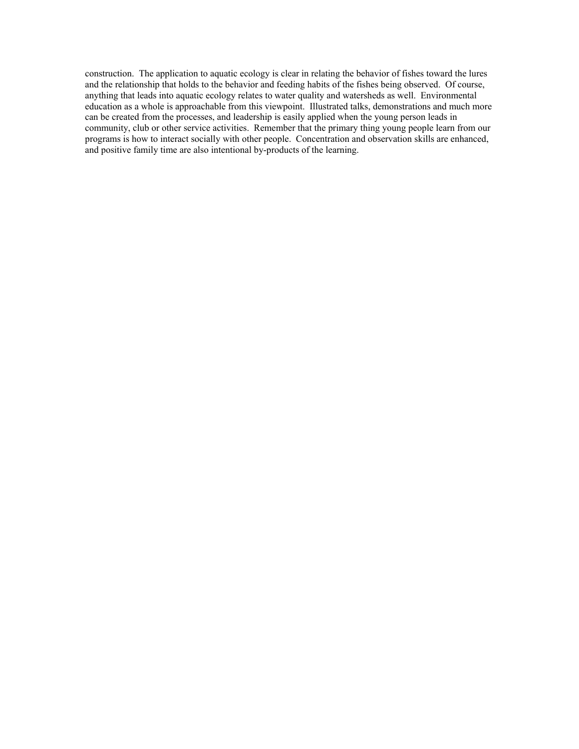construction. The application to aquatic ecology is clear in relating the behavior of fishes toward the lures and the relationship that holds to the behavior and feeding habits of the fishes being observed. Of course, anything that leads into aquatic ecology relates to water quality and watersheds as well. Environmental education as a whole is approachable from this viewpoint. Illustrated talks, demonstrations and much more can be created from the processes, and leadership is easily applied when the young person leads in community, club or other service activities. Remember that the primary thing young person learn from our programs is how to interact socially with other people. Concentration and observation skills are enhanced, and positive family time are also intentional by-products of the learning.